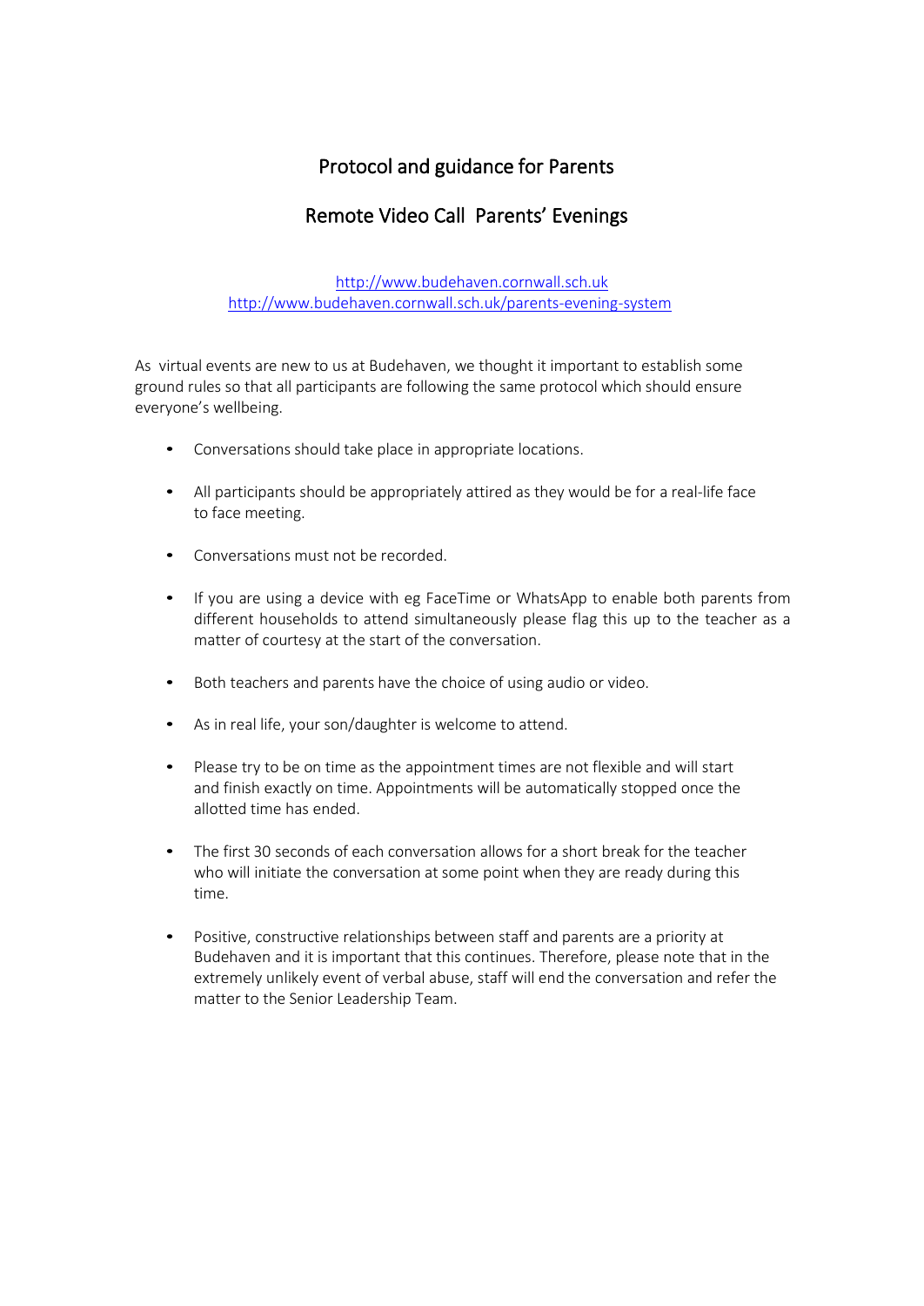# Protocol and guidance for Parents

## Remote Video Call Parents' Evenings

http://www.budehaven.cornwall.sch.uk
http://www.budehaven.cornwall.sch.uk/parents-evening-system

As virtual events are new to us at Budehaven, we thought it important to establish some ground rules so that all participants are following the same protocol which should ensure everyone's wellbeing.

- Conversations should take place in appropriate locations.
- All participants should be appropriately attired as they would be for a real-life face to face meeting.
- Conversations must not be recorded.
- If you are using a device with eg FaceTime or WhatsApp to enable both parents from different households to attend simultaneously please flag this up to the teacher as a matter of courtesy at the start of the conversation.
- Both teachers and parents have the choice of using audio or video.
- As in real life, your son/daughter is welcome to attend.
- Please try to be on time as the appointment times are not flexible and will start and finish exactly on time. Appointments will be automatically stopped once the allotted time has ended.
- The first 30 seconds of each conversation allows for a short break for the teacher who will initiate the conversation at some point when they are ready during this time.
- Positive, constructive relationships between staff and parents are a priority at Budehaven and it is important that this continues. Therefore, please note that in the extremely unlikely event of verbal abuse, staff will end the conversation and refer the matter to the Senior Leadership Team.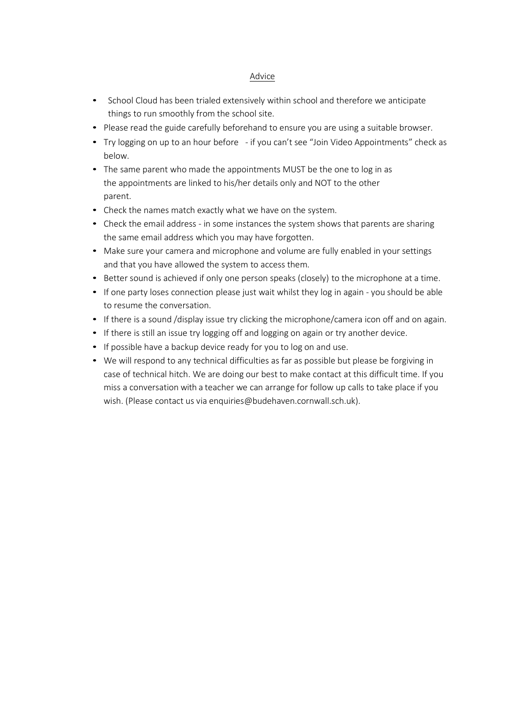## Advice

- School Cloud has been trialed extensively within school and therefore we anticipate things to run smoothly from the school site.
- Please read the guide carefully beforehand to ensure you are using a suitable browser.
- Try logging on up to an hour before - if you can't see "Join Video Appointments" check as below.
- The same parent who made the appointments MUST be the one to log in as the appointments are linked to his/her details only and NOT to the other parent.
- Check the names match exactly what we have on the system.
- Check the email address - in some instances the system shows that parents are sharing the same email address which you may have forgotten.
- Make sure your camera and microphone and volume are fully enabled in your settings and that you have allowed the system to access them.
- Better sound is achieved if only one person speaks (closely) to the microphone at a time.
- If one party loses connection please just wait whilst they log in again - you should be able to resume the conversation.
- If there is a sound /display issue try clicking the microphone/camera icon off and on again.
- If there is still an issue try logging off and logging on again or try another device.
- If possible have a backup device ready for you to log on and use.
- We will respond to any technical difficulties as far as possible but please be forgiving in case of technical hitch. We are doing our best to make contact at this difficult time. If you miss a conversation with a teacher we can arrange for follow up calls to take place if you wish. (Please contact us via enquiries@budehaven.cornwall.sch.uk).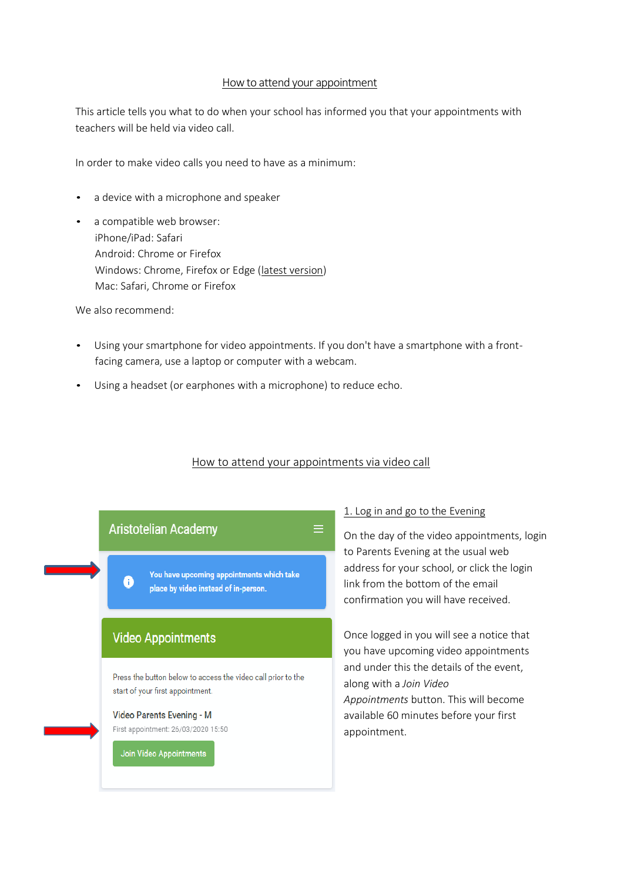## How to attend your appointment

This article tells you what to do when your school has informed you that your appointments with teachers will be held via video call.

In order to make video calls you need to have as a minimum:

- a device with a microphone and speaker
- a compatible web browser:
  iPhone/iPad: Safari
  Android: Chrome or Firefox
  Windows: Chrome, Firefox or Edge (latest version)
  Mac: Safari, Chrome or Firefox

We also recommend:

- Using your smartphone for video appointments. If you don't have a smartphone with a front-facing camera, use a laptop or computer with a webcam.
- Using a headset (or earphones with a microphone) to reduce echo.

## How to attend your appointments via video call

Aristotelian Academy

You have upcoming appointments which take place by video instead of in-person.

Video Appointments

Press the button below to access the video call prior to the start of your first appointment.

Video Parents Evening - M

First appointment: 26/03/2020 15:50

Join Video Appointments

### 1. Log in and go to the Evening

On the day of the video appointments, login to Parents Evening at the usual web address for your school, or click the login link from the bottom of the email confirmation you will have received.

Once logged in you will see a notice that you have upcoming video appointments and under this the details of the event, along with a *Join Video Appointments* button. This will become available 60 minutes before your first appointment.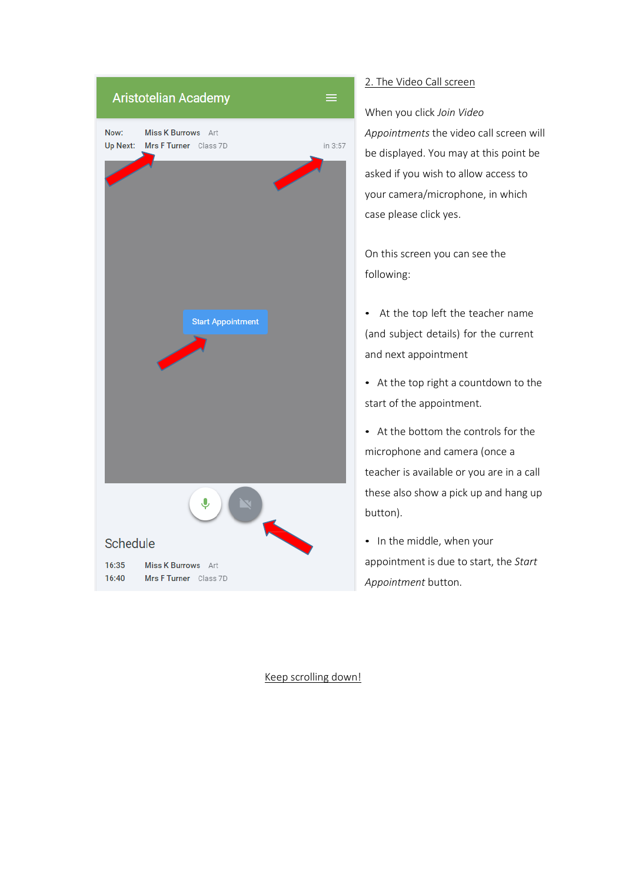Aristotelian Academy

Now: Miss K Burrows Art
Up Next: Mrs F Turner Class 7D in 3:57

Start Appointment

Schedule

16:35 Miss K Burrows Art
16:40 Mrs F Turner Class 7D

## 2. The Video Call screen

When you click *Join Video Appointments* the video call screen will be displayed. You may at this point be asked if you wish to allow access to your camera/microphone, in which case please click yes.

On this screen you can see the following:

- At the top left the teacher name (and subject details) for the current and next appointment
- At the top right a countdown to the start of the appointment.
- At the bottom the controls for the microphone and camera (once a teacher is available or you are in a call these also show a pick up and hang up button).
- In the middle, when your appointment is due to start, the *Start Appointment* button.

Keep scrolling down!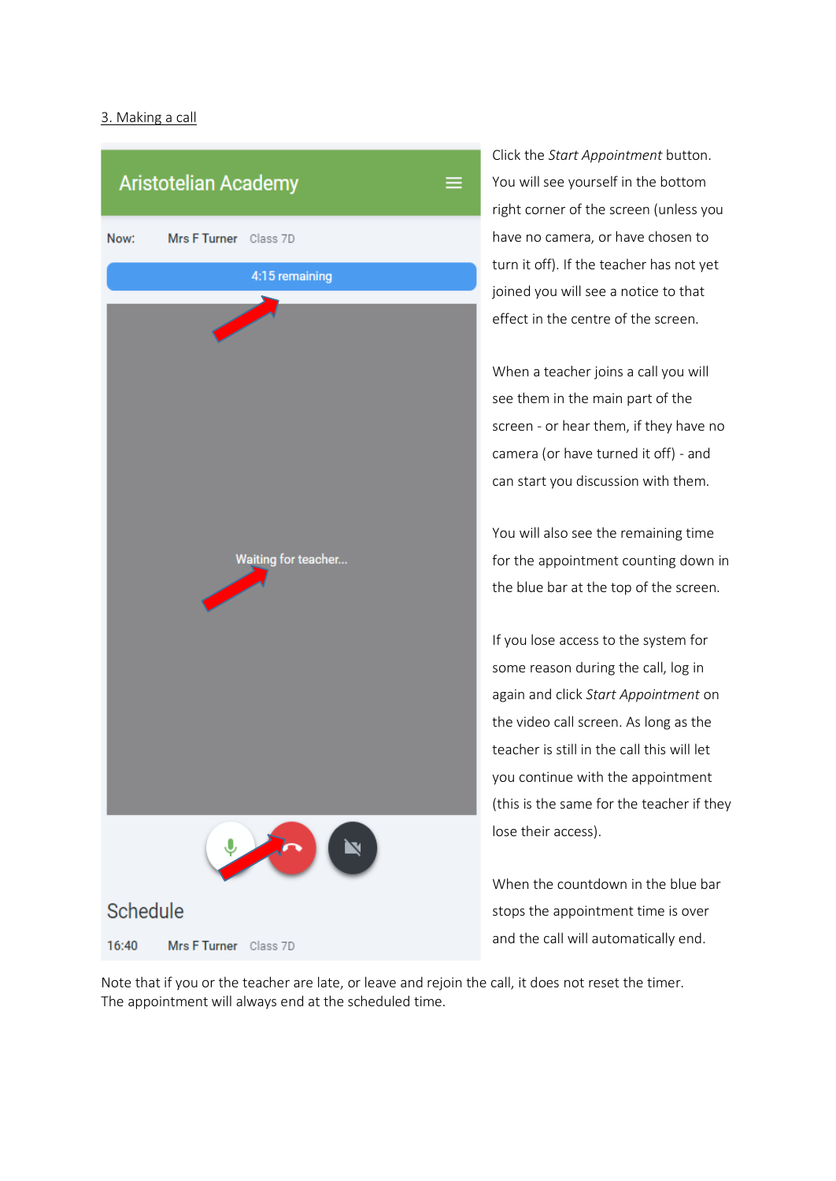3. Making a call

Click the *Start Appointment* button. You will see yourself in the bottom right corner of the screen (unless you have no camera, or have chosen to turn it off). If the teacher has not yet joined you will see a notice to that effect in the centre of the screen.

When a teacher joins a call you will see them in the main part of the screen - or hear them, if they have no camera (or have turned it off) - and can start you discussion with them.

You will also see the remaining time for the appointment counting down in the blue bar at the top of the screen.

If you lose access to the system for some reason during the call, log in again and click *Start Appointment* on the video call screen. As long as the teacher is still in the call this will let you continue with the appointment (this is the same for the teacher if they lose their access).

When the countdown in the blue bar stops the appointment time is over and the call will automatically end.

Note that if you or the teacher are late, or leave and rejoin the call, it does not reset the timer. The appointment will always end at the scheduled time.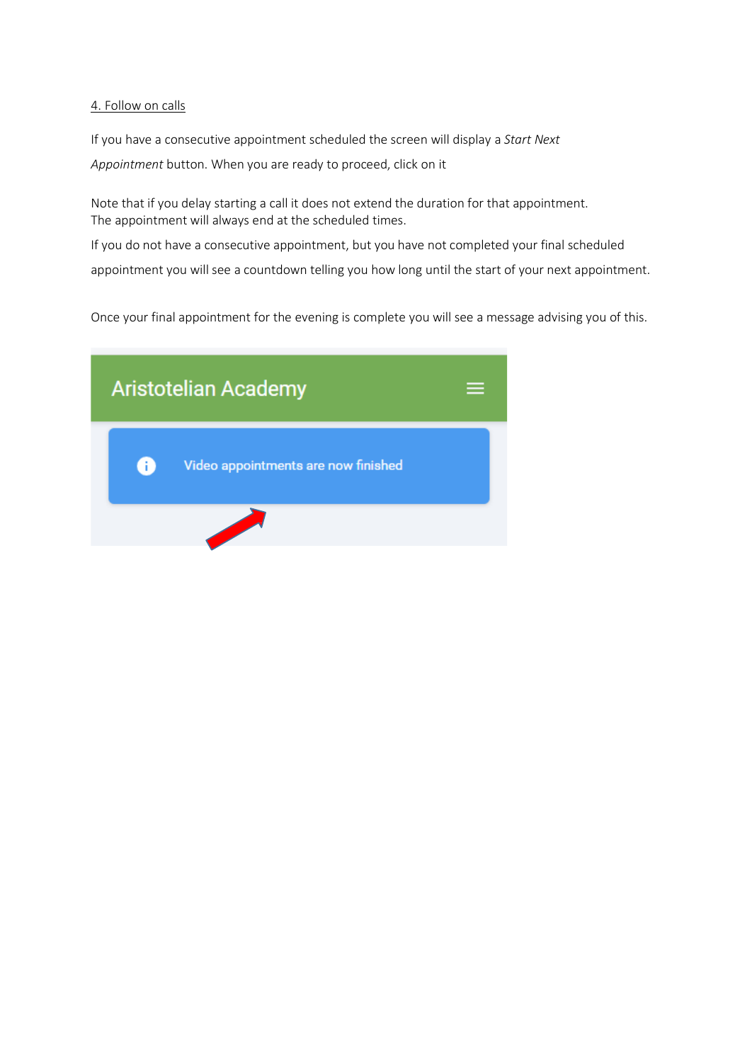4. Follow on calls

If you have a consecutive appointment scheduled the screen will display a *Start Next Appointment* button. When you are ready to proceed, click on it

Note that if you delay starting a call it does not extend the duration for that appointment. The appointment will always end at the scheduled times.

If you do not have a consecutive appointment, but you have not completed your final scheduled appointment you will see a countdown telling you how long until the start of your next appointment.

Once your final appointment for the evening is complete you will see a message advising you of this.

Aristotelian Academy

Video appointments are now finished